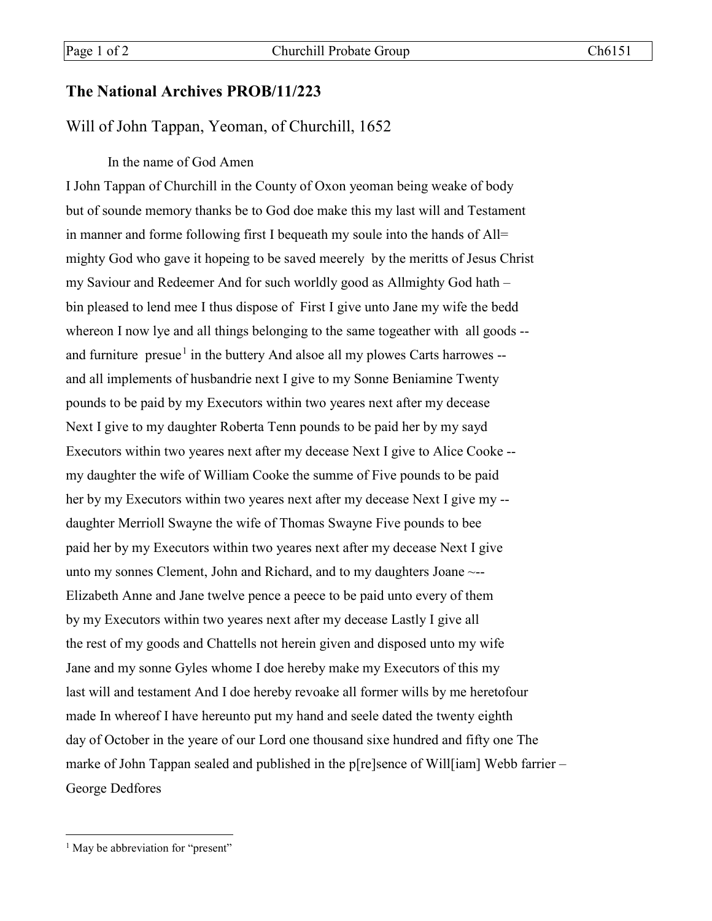## The National Archives PROB/11/223

### Will of John Tappan, Yeoman, of Churchill, 1652

In the name of God Amen

I John Tappan of Churchill in the County of Oxon yeoman being weake of body but of sounde memory thanks be to God doe make this my last will and Testament in manner and forme following first I bequeath my soule into the hands of All= mighty God who gave it hopeing to be saved meerely by the meritts of Jesus Christ my Saviour and Redeemer And for such worldly good as Allmighty God hath – bin pleased to lend mee I thus dispose of First I give unto Jane my wife the bedd whereon I now lye and all things belonging to the same togeather with all goods -- and furniture presue[1] in the buttery And alsoe all my plowes Carts harrowes -- and all implements of husbandrie next I give to my Sonne Beniamine Twenty pounds to be paid by my Executors within two yeares next after my decease Next I give to my daughter Roberta Tenn pounds to be paid her by my sayd Executors within two yeares next after my decease Next I give to Alice Cooke -- my daughter the wife of William Cooke the summe of Five pounds to be paid her by my Executors within two yeares next after my decease Next I give my -- daughter Merrioll Swayne the wife of Thomas Swayne Five pounds to bee paid her by my Executors within two yeares next after my decease Next I give unto my sonnes Clement, John and Richard, and to my daughters Joane ~-- Elizabeth Anne and Jane twelve pence a peece to be paid unto every of them by my Executors within two yeares next after my decease Lastly I give all the rest of my goods and Chattells not herein given and disposed unto my wife Jane and my sonne Gyles whome I doe hereby make my Executors of this my last will and testament And I doe hereby revoake all former wills by me heretofour made In whereof I have hereunto put my hand and seele dated the twenty eighth day of October in the yeare of our Lord one thousand sixe hundred and fifty one The marke of John Tappan sealed and published in the p[re]sence of Will[iam] Webb farrier – George Dedfores

---

[1] May be abbreviation for "present"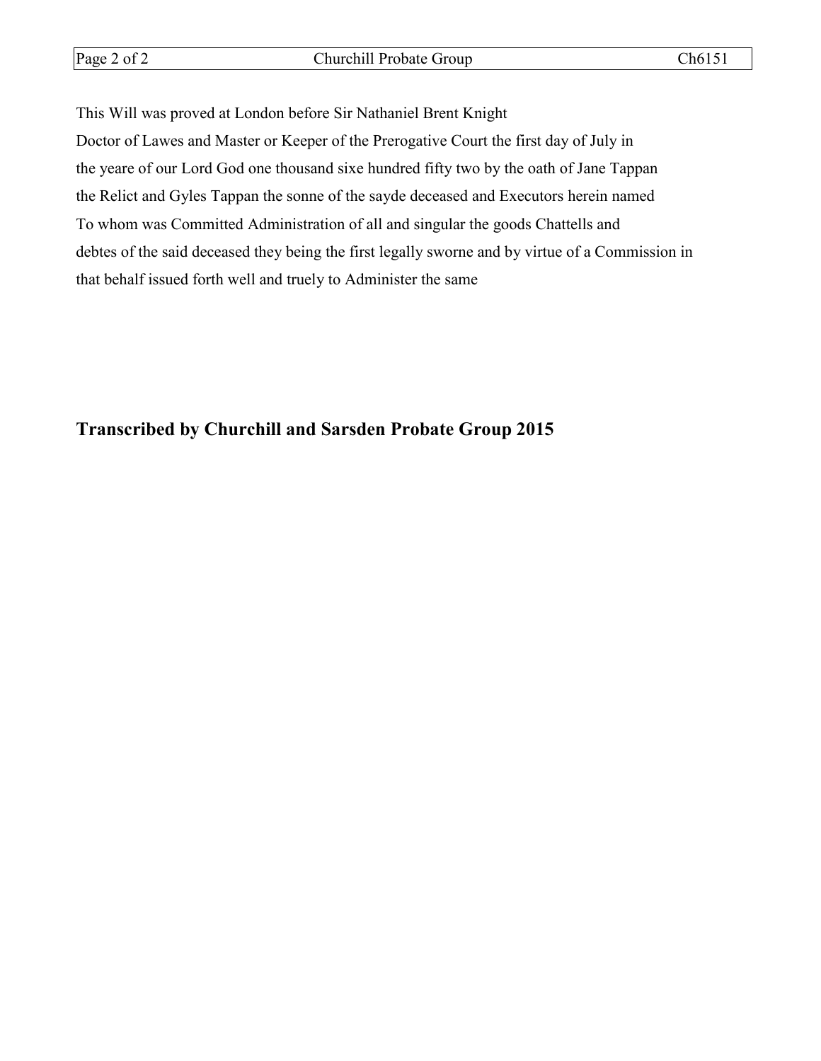This Will was proved at London before Sir Nathaniel Brent Knight
Doctor of Lawes and Master or Keeper of the Prerogative Court the first day of July in
the yeare of our Lord God one thousand sixe hundred fifty two by the oath of Jane Tappan
the Relict and Gyles Tappan the sonne of the sayde deceased and Executors herein named
To whom was Committed Administration of all and singular the goods Chattells and
debtes of the said deceased they being the first legally sworne and by virtue of a Commission in
that behalf issued forth well and truely to Administer the same

**Transcribed by Churchill and Sarsden Probate Group 2015**